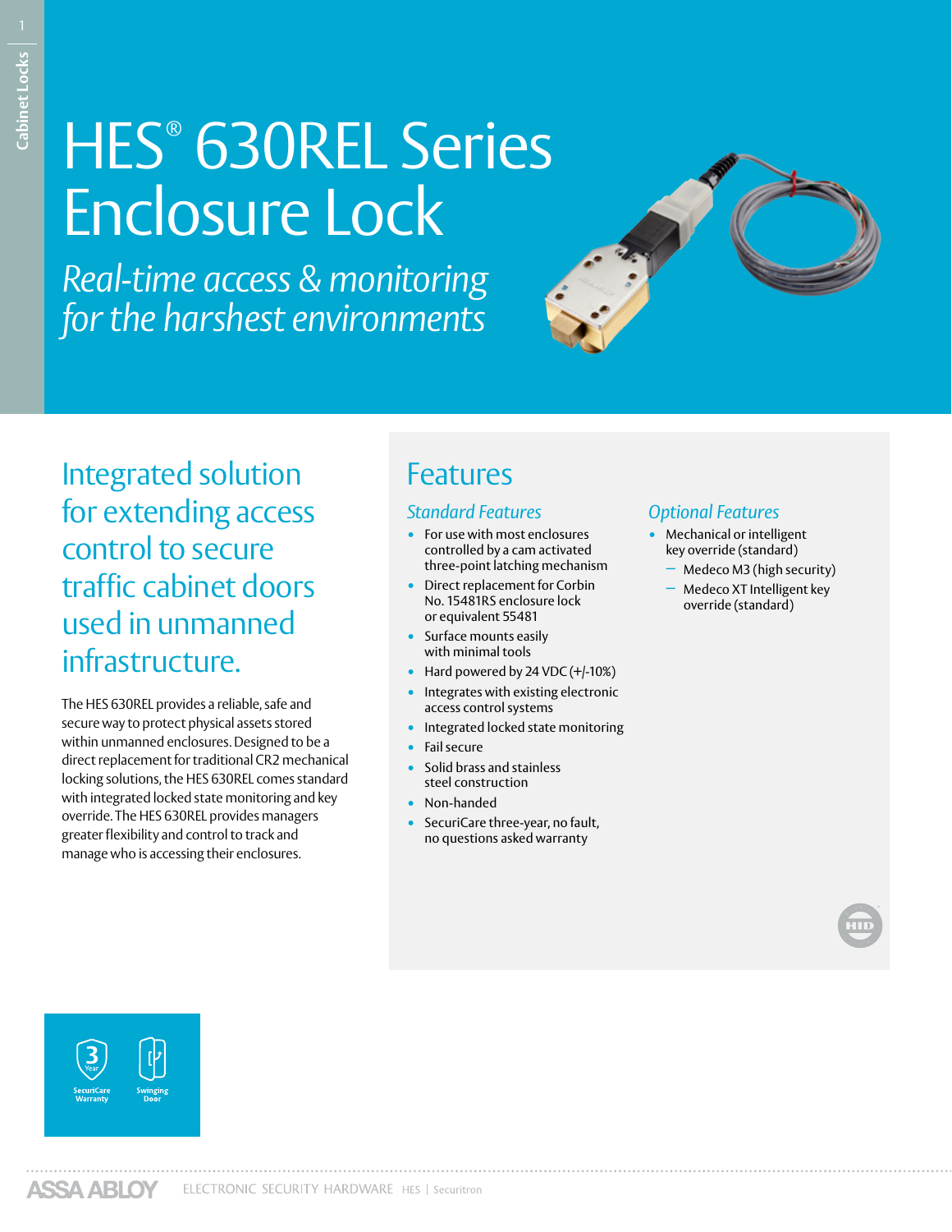# HES® 630REL Series Enclosure Lock

*Real-time access & monitoring for the harshest environments*

## Integrated solution for extending access control to secure traffic cabinet doors used in unmanned infrastructure.

The HES 630REL provides a reliable, safe and secure way to protect physical assets stored within unmanned enclosures. Designed to be a direct replacement for traditional CR2 mechanical locking solutions, the HES 630REL comes standard with integrated locked state monitoring and key override. The HES 630REL provides managers greater flexibility and control to track and manage who is accessing their enclosures.

## Features

### *Standard Features*

- For use with most enclosures controlled by a cam activated three-point latching mechanism
- Direct replacement for Corbin No. 15481RS enclosure lock or equivalent 55481
- Surface mounts easily with minimal tools
- Hard powered by 24 VDC (+/-10%)
- Integrates with existing electronic access control systems
- Integrated locked state monitoring
- Fail secure
- Solid brass and stainless steel construction
- Non-handed
- SecuriCare three-year, no fault, no questions asked warranty

### *Optional Features*

- Mechanical or intelligent key override (standard)
  - Medeco M3 (high security)
  - Medeco XT Intelligent key override (standard)

3 Year SecuriCare Warranty | Swinging Door

ASSA ABLOY ELECTRONIC SECURITY HARDWARE HES | Securitron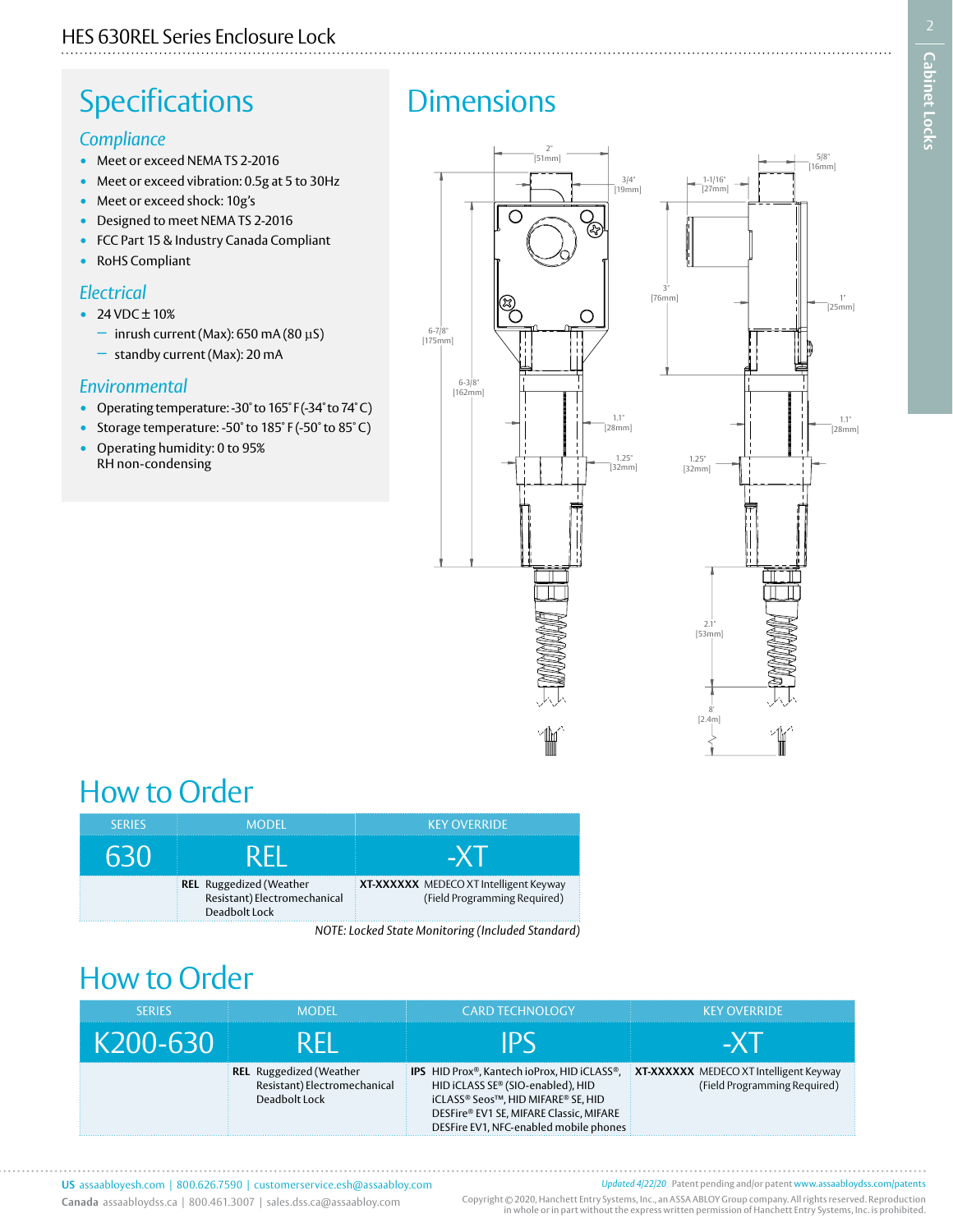## Specifications

### Compliance

- Meet or exceed NEMA TS 2-2016
- Meet or exceed vibration: 0.5g at 5 to 30Hz
- Meet or exceed shock: 10g's
- Designed to meet NEMA TS 2-2016
- FCC Part 15 & Industry Canada Compliant
- RoHS Compliant

### Electrical

- 24 VDC ± 10%
  - inrush current (Max): 650 mA (80 µS)
  - standby current (Max): 20 mA

### Environmental

- Operating temperature: -30˚ to 165˚ F (-34˚ to 74˚ C)
- Storage temperature: -50˚ to 185˚ F (-50˚ to 85˚ C)
- Operating humidity: 0 to 95% RH non-condensing

## Dimensions

2" [51mm]
3/4" [19mm]
6-7/8" [175mm]
6-3/8" [162mm]
1.1" [28mm]
1.25" [32mm]
5/8" [16mm]
1-1/16" [27mm]
3" [76mm]
1" [25mm]
1.1" [28mm]
1.25" [32mm]
2.1" [53mm]
8' [2.4m]

## How to Order

| SERIES | MODEL | KEY OVERRIDE |
|---|---|---|
| 630 | REL | -XT |
| | **REL** Ruggedized (Weather Resistant) Electromechanical Deadbolt Lock | **XT-XXXXXX** MEDECO XT Intelligent Keyway (Field Programming Required) |

*NOTE: Locked State Monitoring (Included Standard)*

## How to Order

| SERIES | MODEL | CARD TECHNOLOGY | KEY OVERRIDE |
|---|---|---|---|
| K200-630 | REL | IPS | -XT |
| | **REL** Ruggedized (Weather Resistant) Electromechanical Deadbolt Lock | **IPS** HID Prox®, Kantech ioProx, HID iCLASS®, HID iCLASS SE® (SIO-enabled), HID iCLASS® Seos™, HID MIFARE® SE, HID DESFire® EV1 SE, MIFARE Classic, MIFARE DESFire EV1, NFC-enabled mobile phones | **XT-XXXXXX** MEDECO XT Intelligent Keyway (Field Programming Required) |

**US** assaabloyesh.com | 800.626.7590 | customerservice.esh@assaabloy.com
**Canada** assaabloydss.ca | 800.461.3007 | sales.dss.ca@assaabloy.com

*Updated 4/22/20* Patent pending and/or patent www.assaabloydss.com/patents
Copyright © 2020, Hanchett Entry Systems, Inc., an ASSA ABLOY Group company. All rights reserved. Reproduction in whole or in part without the express written permission of Hanchett Entry Systems, Inc. is prohibited.